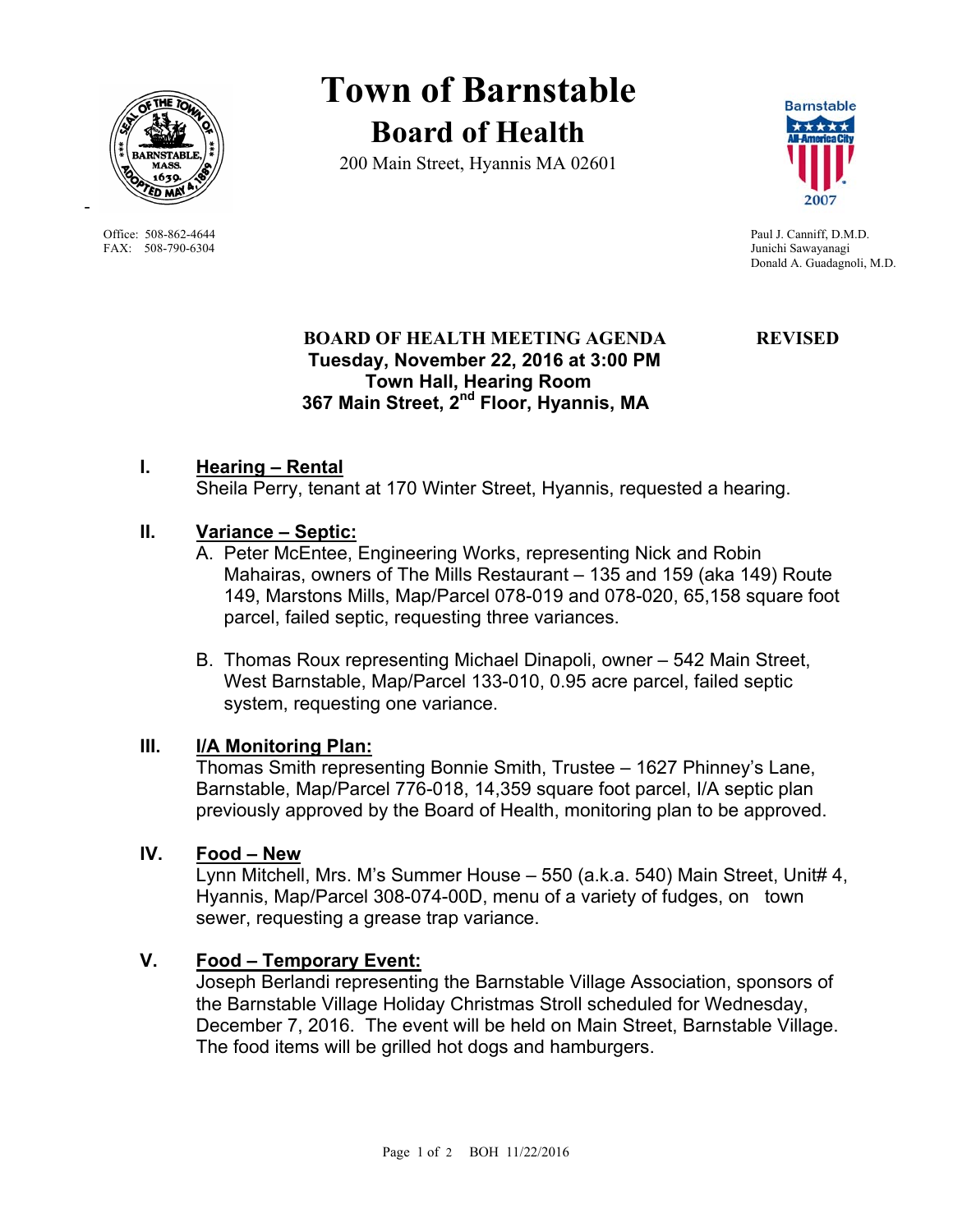# Town of Barnstable

## Board of Health

200 Main Street, Hyannis MA 02601

Office: 508-862-4644
FAX: 508-790-6304

Paul J. Canniff, D.M.D.
Junichi Sawayanagi
Donald A. Guadagnoli, M.D.

**BOARD OF HEALTH MEETING AGENDA** **REVISED**

**Tuesday, November 22, 2016 at 3:00 PM**
**Town Hall, Hearing Room**
**367 Main Street, 2nd Floor, Hyannis, MA**

**I. Hearing – Rental**

Sheila Perry, tenant at 170 Winter Street, Hyannis, requested a hearing.

**II. Variance – Septic:**

A. Peter McEntee, Engineering Works, representing Nick and Robin Mahairas, owners of The Mills Restaurant – 135 and 159 (aka 149) Route 149, Marstons Mills, Map/Parcel 078-019 and 078-020, 65,158 square foot parcel, failed septic, requesting three variances.

B. Thomas Roux representing Michael Dinapoli, owner – 542 Main Street, West Barnstable, Map/Parcel 133-010, 0.95 acre parcel, failed septic system, requesting one variance.

**III. I/A Monitoring Plan:**

Thomas Smith representing Bonnie Smith, Trustee – 1627 Phinney's Lane, Barnstable, Map/Parcel 776-018, 14,359 square foot parcel, I/A septic plan previously approved by the Board of Health, monitoring plan to be approved.

**IV. Food – New**

Lynn Mitchell, Mrs. M's Summer House – 550 (a.k.a. 540) Main Street, Unit# 4, Hyannis, Map/Parcel 308-074-00D, menu of a variety of fudges, on town sewer, requesting a grease trap variance.

**V. Food – Temporary Event:**

Joseph Berlandi representing the Barnstable Village Association, sponsors of the Barnstable Village Holiday Christmas Stroll scheduled for Wednesday, December 7, 2016. The event will be held on Main Street, Barnstable Village. The food items will be grilled hot dogs and hamburgers.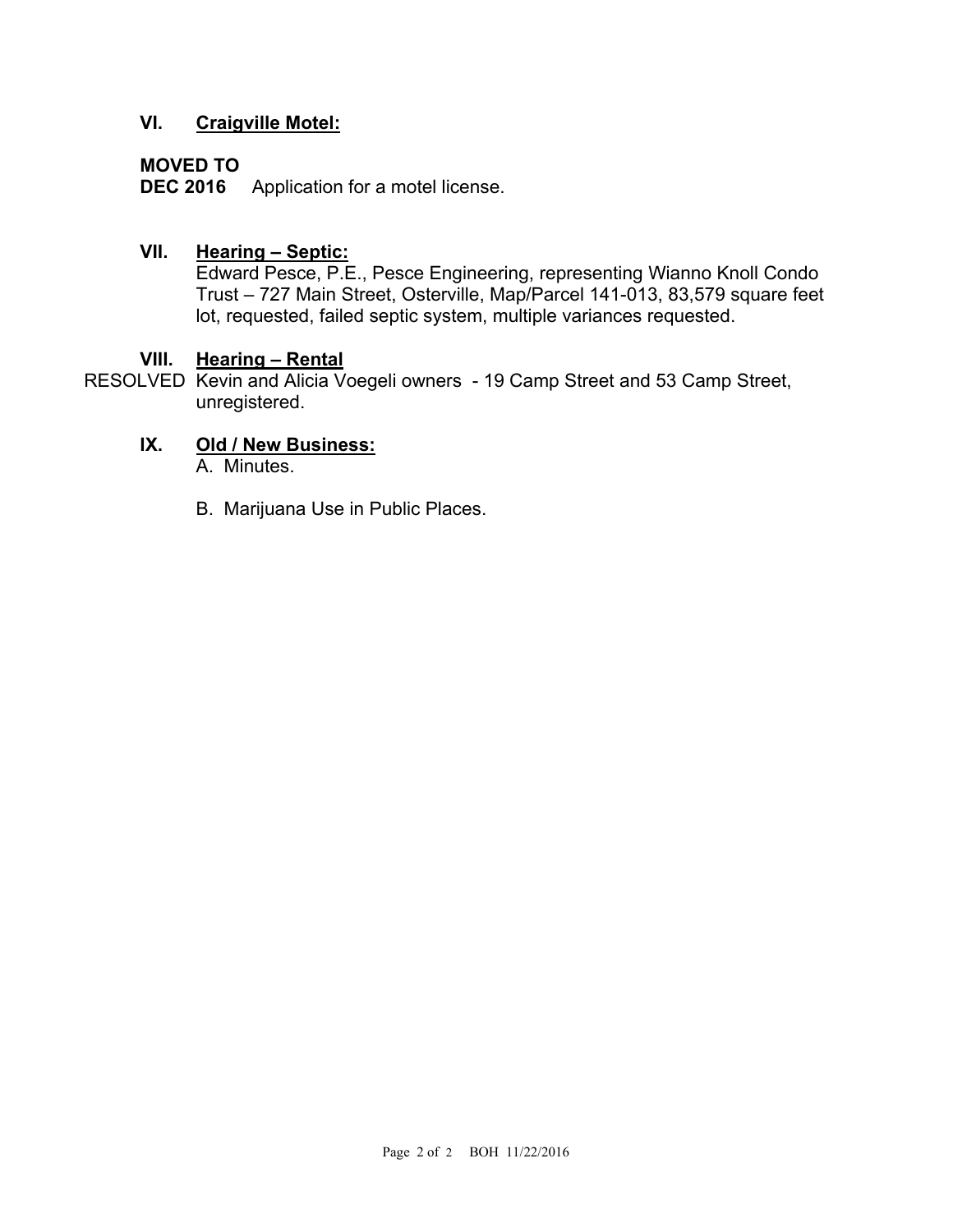**VI. Craigville Motel:**

**MOVED TO DEC 2016** Application for a motel license.

**VII. Hearing – Septic:**

Edward Pesce, P.E., Pesce Engineering, representing Wianno Knoll Condo Trust – 727 Main Street, Osterville, Map/Parcel 141-013, 83,579 square feet lot, requested, failed septic system, multiple variances requested.

**VIII. Hearing – Rental**

RESOLVED Kevin and Alicia Voegeli owners - 19 Camp Street and 53 Camp Street, unregistered.

**IX. Old / New Business:**

A. Minutes.

B. Marijuana Use in Public Places.